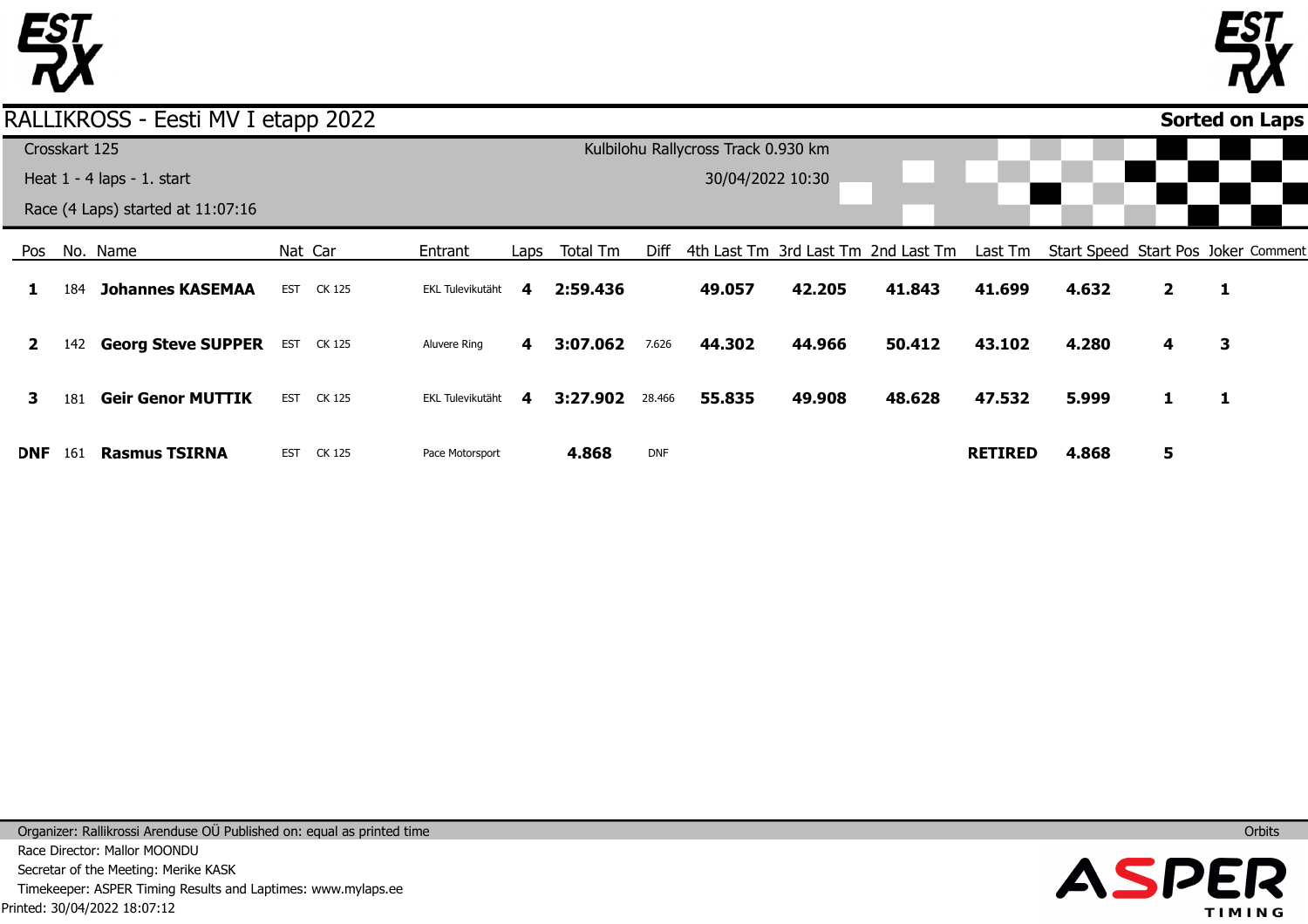# RALLIKROSS - Eesti MV I etapp 2022

**Sorted on Laps**

Crosskart 125

Heat 1 - 4 laps - 1. start

Race (4 Laps) started at 11:07:16

Kulbilohu Rallycross Track 0.930 km

30/04/2022 10:30

| Pos | No. | Name | Nat | Car | Entrant | Laps | Total Tm | Diff | 4th Last Tm | 3rd Last Tm | 2nd Last Tm | Last Tm | Start Speed | Start Pos | Joker | Comment |
|---|---|---|---|---|---|---|---|---|---|---|---|---|---|---|---|---|
| **1** | 184 | **Johannes KASEMAA** | EST | CK 125 | EKL Tulevikutäht | **4** | **2:59.436** | | **49.057** | **42.205** | **41.843** | **41.699** | **4.632** | **2** | **1** | |
| **2** | 142 | **Georg Steve SUPPER** | EST | CK 125 | Aluvere Ring | **4** | **3:07.062** | 7.626 | **44.302** | **44.966** | **50.412** | **43.102** | **4.280** | **4** | **3** | |
| **3** | 181 | **Geir Genor MUTTIK** | EST | CK 125 | EKL Tulevikutäht | **4** | **3:27.902** | 28.466 | **55.835** | **49.908** | **48.628** | **47.532** | **5.999** | **1** | **1** | |
| **DNF** | 161 | **Rasmus TSIRNA** | EST | CK 125 | Pace Motorsport | | **4.868** | DNF | | | | **RETIRED** | **4.868** | **5** | | |

Organizer: Rallikrossi Arenduse OÜ Published on: equal as printed time

Race Director: Mallor MOONDU

Secretar of the Meeting: Merike KASK

Timekeeper: ASPER Timing Results and Laptimes: www.mylaps.ee

Printed: 30/04/2022 18:07:12

Orbits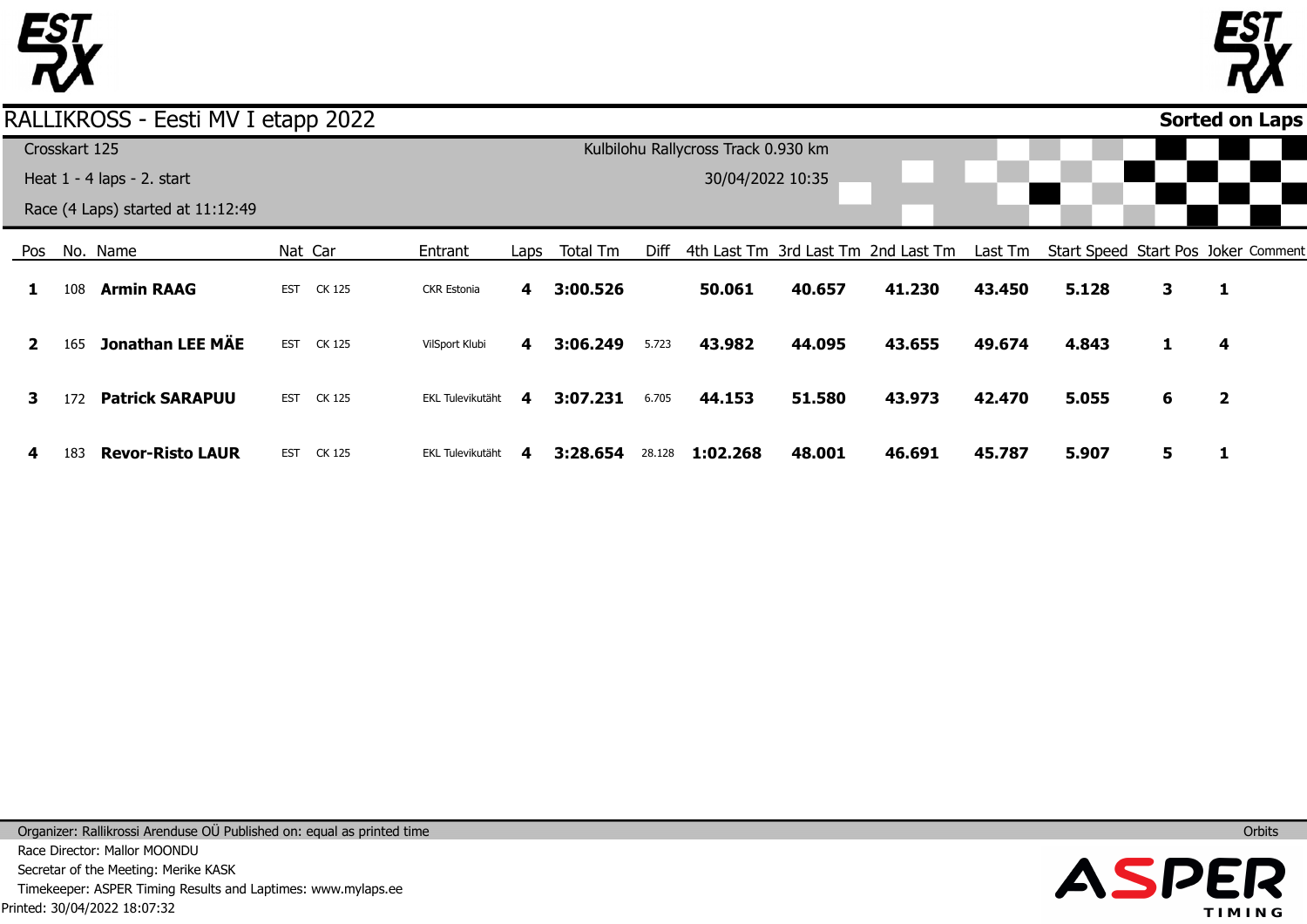# RALLIKROSS - Eesti MV I etapp 2022

**Sorted on Laps**

Crosskart 125

Heat 1 - 4 laps - 2. start

Race (4 Laps) started at 11:12:49

Kulbilohu Rallycross Track 0.930 km

30/04/2022 10:35

| Pos | No. | Name | Nat | Car | Entrant | Laps | Total Tm | Diff | 4th Last Tm | 3rd Last Tm | 2nd Last Tm | Last Tm | Start Speed | Start Pos | Joker | Comment |
|---|---|---|---|---|---|---|---|---|---|---|---|---|---|---|---|---|
| **1** | 108 | **Armin RAAG** | EST | CK 125 | CKR Estonia | **4** | **3:00.526** | | **50.061** | **40.657** | **41.230** | **43.450** | **5.128** | **3** | **1** | |
| **2** | 165 | **Jonathan LEE MÄE** | EST | CK 125 | VilSport Klubi | **4** | **3:06.249** | 5.723 | **43.982** | **44.095** | **43.655** | **49.674** | **4.843** | **1** | **4** | |
| **3** | 172 | **Patrick SARAPUU** | EST | CK 125 | EKL Tulevikutäht | **4** | **3:07.231** | 6.705 | **44.153** | **51.580** | **43.973** | **42.470** | **5.055** | **6** | **2** | |
| **4** | 183 | **Revor-Risto LAUR** | EST | CK 125 | EKL Tulevikutäht | **4** | **3:28.654** | 28.128 | **1:02.268** | **48.001** | **46.691** | **45.787** | **5.907** | **5** | **1** | |

Organizer: Rallikrossi Arenduse OÜ Published on: equal as printed time

Race Director: Mallor MOONDU

Secretar of the Meeting: Merike KASK

Timekeeper: ASPER Timing Results and Laptimes: www.mylaps.ee

Printed: 30/04/2022 18:07:32

Orbits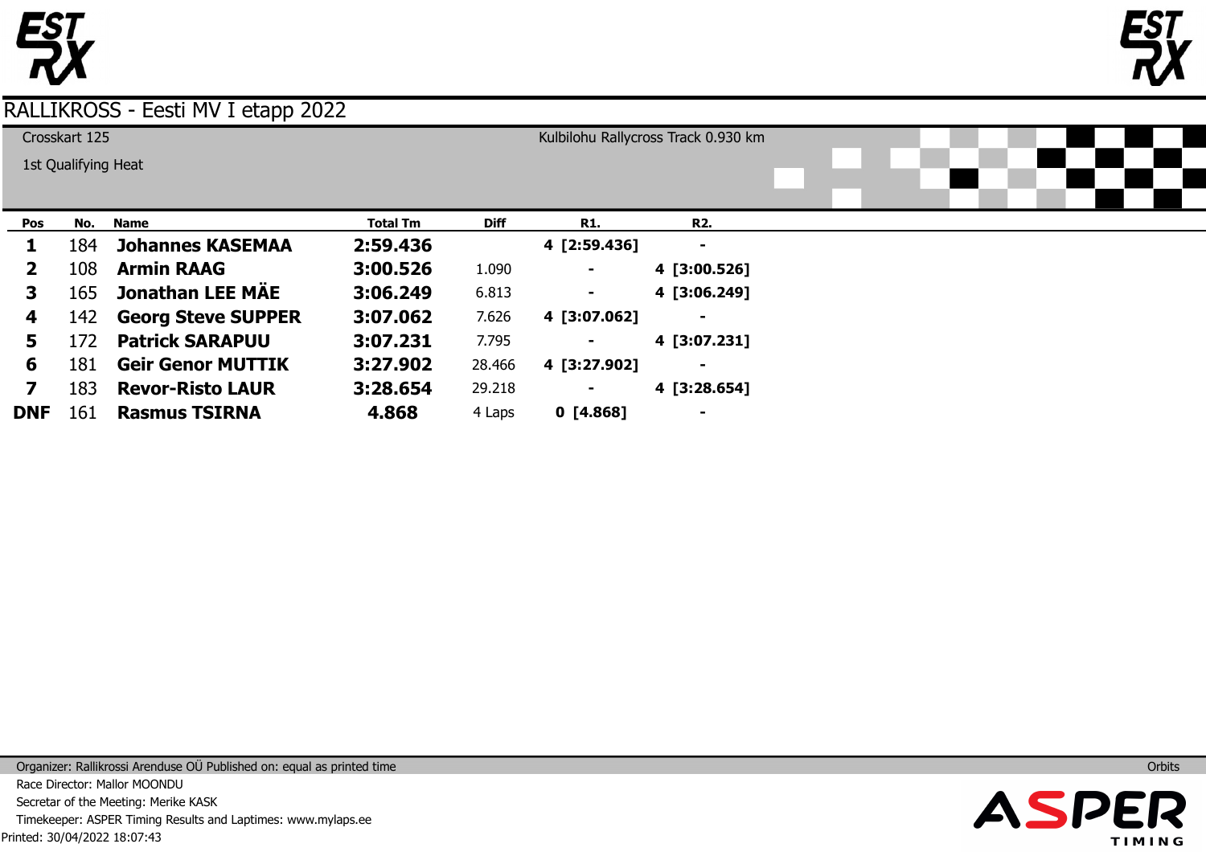# RALLIKROSS - Eesti MV I etapp 2022

Crosskart 125

1st Qualifying Heat

Kulbilohu Rallycross Track 0.930 km

| Pos | No. | Name | Total Tm | Diff | R1. | R2. |
|---|---|---|---|---|---|---|
| **1** | 184 | **Johannes KASEMAA** | **2:59.436** | | **4 [2:59.436]** | **-** |
| **2** | 108 | **Armin RAAG** | **3:00.526** | 1.090 | **-** | **4 [3:00.526]** |
| **3** | 165 | **Jonathan LEE MÄE** | **3:06.249** | 6.813 | **-** | **4 [3:06.249]** |
| **4** | 142 | **Georg Steve SUPPER** | **3:07.062** | 7.626 | **4 [3:07.062]** | **-** |
| **5** | 172 | **Patrick SARAPUU** | **3:07.231** | 7.795 | **-** | **4 [3:07.231]** |
| **6** | 181 | **Geir Genor MUTTIK** | **3:27.902** | 28.466 | **4 [3:27.902]** | **-** |
| **7** | 183 | **Revor-Risto LAUR** | **3:28.654** | 29.218 | **-** | **4 [3:28.654]** |
| **DNF** | 161 | **Rasmus TSIRNA** | **4.868** | 4 Laps | **0 [4.868]** | **-** |

Organizer: Rallikrossi Arenduse OÜ Published on: equal as printed time

Race Director: Mallor MOONDU

Secretar of the Meeting: Merike KASK

Timekeeper: ASPER Timing Results and Laptimes: www.mylaps.ee

Printed: 30/04/2022 18:07:43

Orbits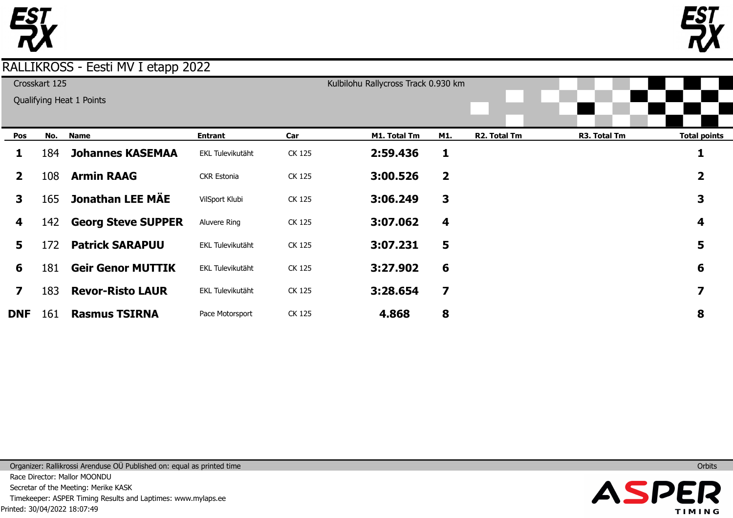# RALLIKROSS - Eesti MV I etapp 2022

Crosskart 125

Qualifying Heat 1 Points

Kulbilohu Rallycross Track 0.930 km

| Pos | No. | Name | Entrant | Car | M1. Total Tm | M1. | R2. Total Tm | R3. Total Tm | Total points |
|---|---|---|---|---|---|---|---|---|---|
| 1 | 184 | **Johannes KASEMAA** | EKL Tulevikutäht | CK 125 | **2:59.436** | **1** | | | **1** |
| 2 | 108 | **Armin RAAG** | CKR Estonia | CK 125 | **3:00.526** | **2** | | | **2** |
| 3 | 165 | **Jonathan LEE MÄE** | VilSport Klubi | CK 125 | **3:06.249** | **3** | | | **3** |
| 4 | 142 | **Georg Steve SUPPER** | Aluvere Ring | CK 125 | **3:07.062** | **4** | | | **4** |
| 5 | 172 | **Patrick SARAPUU** | EKL Tulevikutäht | CK 125 | **3:07.231** | **5** | | | **5** |
| 6 | 181 | **Geir Genor MUTTIK** | EKL Tulevikutäht | CK 125 | **3:27.902** | **6** | | | **6** |
| 7 | 183 | **Revor-Risto LAUR** | EKL Tulevikutäht | CK 125 | **3:28.654** | **7** | | | **7** |
| **DNF** | 161 | **Rasmus TSIRNA** | Pace Motorsport | CK 125 | **4.868** | **8** | | | **8** |

Organizer: Rallikrossi Arenduse OÜ Published on: equal as printed time

Orbits

Race Director: Mallor MOONDU

Secretar of the Meeting: Merike KASK

Timekeeper: ASPER Timing Results and Laptimes: www.mylaps.ee

Printed: 30/04/2022 18:07:49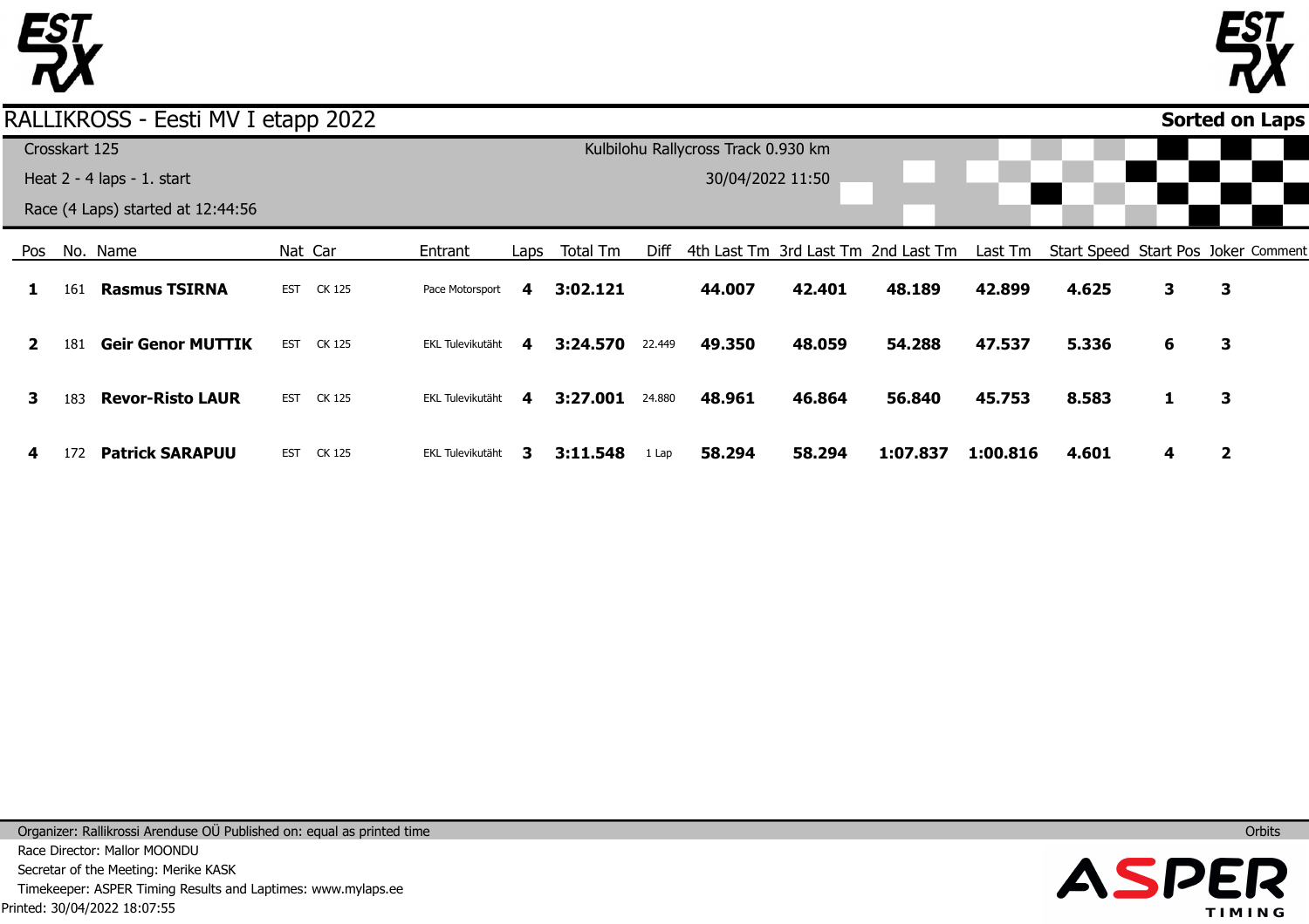# RALLIKROSS - Eesti MV I etapp 2022

**Sorted on Laps**

Crosskart 125

Heat 2 - 4 laps - 1. start

Race (4 Laps) started at 12:44:56

Kulbilohu Rallycross Track 0.930 km

30/04/2022 11:50

| Pos | No. | Name | Nat | Car | Entrant | Laps | Total Tm | Diff | 4th Last Tm | 3rd Last Tm | 2nd Last Tm | Last Tm | Start Speed | Start Pos | Joker | Comment |
|---|---|---|---|---|---|---|---|---|---|---|---|---|---|---|---|---|
| **1** | 161 | **Rasmus TSIRNA** | EST | CK 125 | Pace Motorsport | **4** | **3:02.121** | | **44.007** | **42.401** | **48.189** | **42.899** | **4.625** | **3** | **3** | |
| **2** | 181 | **Geir Genor MUTTIK** | EST | CK 125 | EKL Tulevikutäht | **4** | **3:24.570** | 22.449 | **49.350** | **48.059** | **54.288** | **47.537** | **5.336** | **6** | **3** | |
| **3** | 183 | **Revor-Risto LAUR** | EST | CK 125 | EKL Tulevikutäht | **4** | **3:27.001** | 24.880 | **48.961** | **46.864** | **56.840** | **45.753** | **8.583** | **1** | **3** | |
| **4** | 172 | **Patrick SARAPUU** | EST | CK 125 | EKL Tulevikutäht | **3** | **3:11.548** | 1 Lap | **58.294** | **58.294** | **1:07.837** | **1:00.816** | **4.601** | **4** | **2** | |

Organizer: Rallikrossi Arenduse OÜ Published on: equal as printed time

Race Director: Mallor MOONDU

Secretar of the Meeting: Merike KASK

Timekeeper: ASPER Timing Results and Laptimes: www.mylaps.ee

Printed: 30/04/2022 18:07:55

Orbits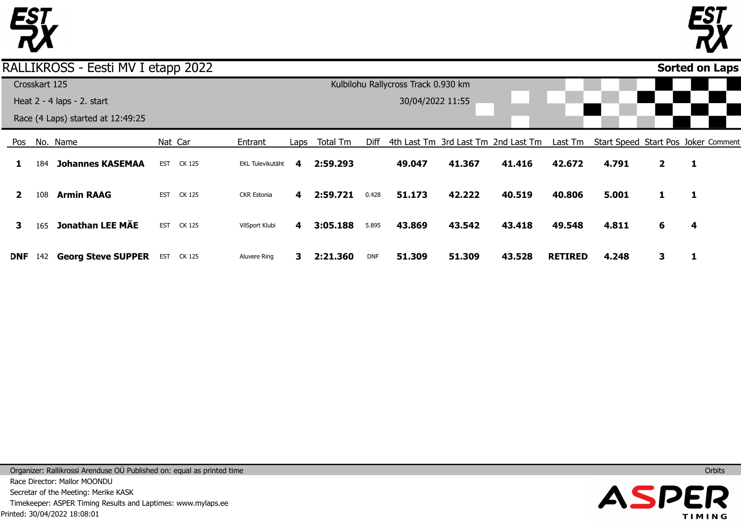# RALLIKROSS - Eesti MV I etapp 2022

**Sorted on Laps**

Crosskart 125

Heat 2 - 4 laps - 2. start

Race (4 Laps) started at 12:49:25

Kulbilohu Rallycross Track 0.930 km

30/04/2022 11:55

| Pos | No. | Name | Nat | Car | Entrant | Laps | Total Tm | Diff | 4th Last Tm | 3rd Last Tm | 2nd Last Tm | Last Tm | Start Speed | Start Pos | Joker | Comment |
|---|---|---|---|---|---|---|---|---|---|---|---|---|---|---|---|---|
| **1** | 184 | **Johannes KASEMAA** | EST | CK 125 | EKL Tulevikutäht | **4** | **2:59.293** | | **49.047** | **41.367** | **41.416** | **42.672** | **4.791** | **2** | **1** | |
| **2** | 108 | **Armin RAAG** | EST | CK 125 | CKR Estonia | **4** | **2:59.721** | 0.428 | **51.173** | **42.222** | **40.519** | **40.806** | **5.001** | **1** | **1** | |
| **3** | 165 | **Jonathan LEE MÄE** | EST | CK 125 | VilSport Klubi | **4** | **3:05.188** | 5.895 | **43.869** | **43.542** | **43.418** | **49.548** | **4.811** | **6** | **4** | |
| **DNF** | 142 | **Georg Steve SUPPER** | EST | CK 125 | Aluvere Ring | **3** | **2:21.360** | DNF | **51.309** | **51.309** | **43.528** | **RETIRED** | **4.248** | **3** | **1** | |

Organizer: Rallikrossi Arenduse OÜ Published on: equal as printed time

Race Director: Mallor MOONDU

Secretar of the Meeting: Merike KASK

Timekeeper: ASPER Timing Results and Laptimes: www.mylaps.ee

Printed: 30/04/2022 18:08:01

Orbits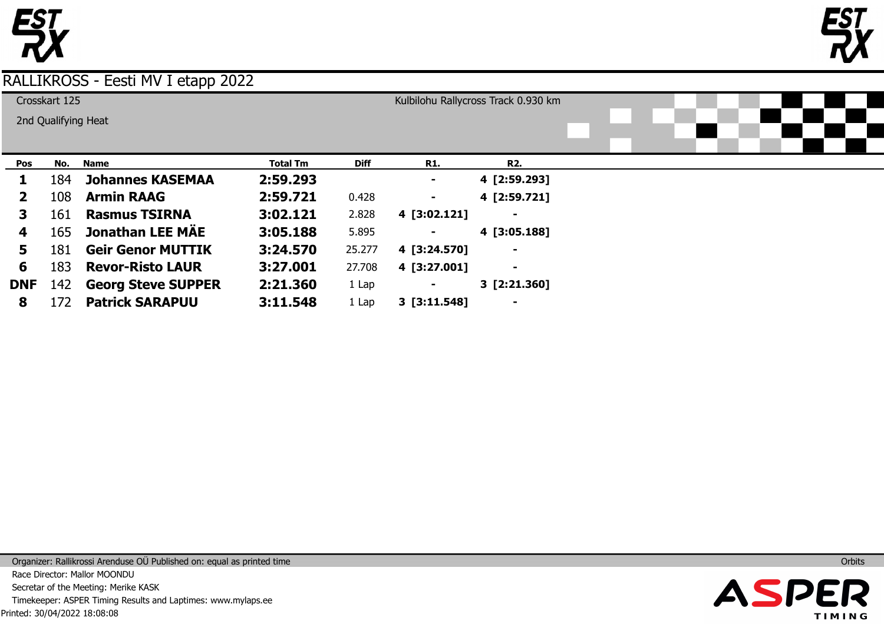# RALLIKROSS - Eesti MV I etapp 2022

Crosskart 125

2nd Qualifying Heat

Kulbilohu Rallycross Track 0.930 km

| Pos | No. | Name | Total Tm | Diff | R1. | R2. |
|---|---|---|---|---|---|---|
| **1** | 184 | **Johannes KASEMAA** | **2:59.293** | | **-** | **4 [2:59.293]** |
| **2** | 108 | **Armin RAAG** | **2:59.721** | 0.428 | **-** | **4 [2:59.721]** |
| **3** | 161 | **Rasmus TSIRNA** | **3:02.121** | 2.828 | **4 [3:02.121]** | **-** |
| **4** | 165 | **Jonathan LEE MÄE** | **3:05.188** | 5.895 | **-** | **4 [3:05.188]** |
| **5** | 181 | **Geir Genor MUTTIK** | **3:24.570** | 25.277 | **4 [3:24.570]** | **-** |
| **6** | 183 | **Revor-Risto LAUR** | **3:27.001** | 27.708 | **4 [3:27.001]** | **-** |
| **DNF** | 142 | **Georg Steve SUPPER** | **2:21.360** | 1 Lap | **-** | **3 [2:21.360]** |
| **8** | 172 | **Patrick SARAPUU** | **3:11.548** | 1 Lap | **3 [3:11.548]** | **-** |

Organizer: Rallikrossi Arenduse OÜ Published on: equal as printed time

Orbits

Race Director: Mallor MOONDU

Secretar of the Meeting: Merike KASK

Timekeeper: ASPER Timing Results and Laptimes: www.mylaps.ee

Printed: 30/04/2022 18:08:08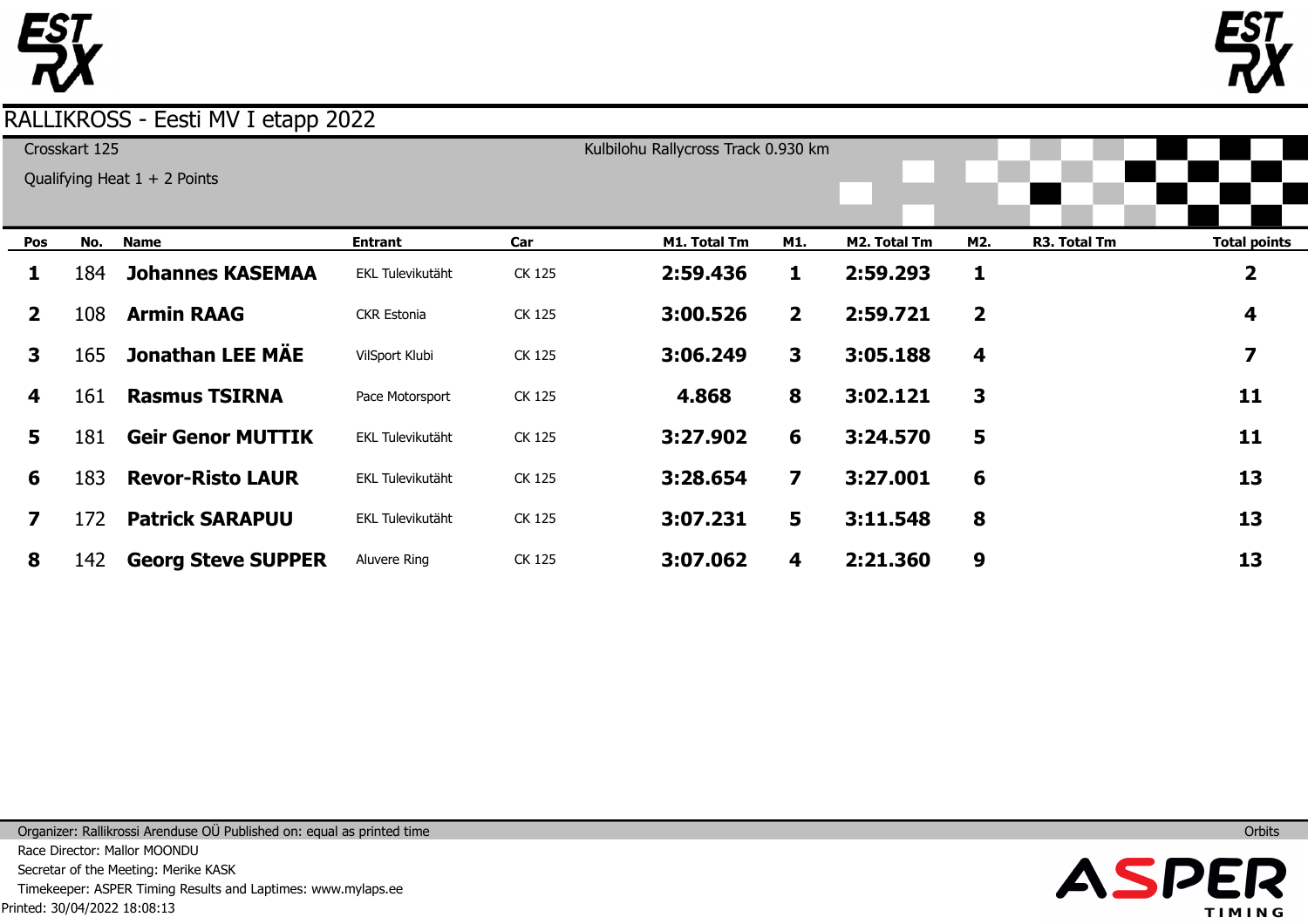# RALLIKROSS - Eesti MV I etapp 2022

Crosskart 125

Qualifying Heat 1 + 2 Points

Kulbilohu Rallycross Track 0.930 km

| Pos | No. | Name | Entrant | Car | M1. Total Tm | M1. | M2. Total Tm | M2. | R3. Total Tm | Total points |
|---|---|---|---|---|---|---|---|---|---|---|
| 1 | 184 | **Johannes KASEMAA** | EKL Tulevikutäht | CK 125 | **2:59.436** | **1** | **2:59.293** | **1** | | **2** |
| 2 | 108 | **Armin RAAG** | CKR Estonia | CK 125 | **3:00.526** | **2** | **2:59.721** | **2** | | **4** |
| 3 | 165 | **Jonathan LEE MÄE** | VilSport Klubi | CK 125 | **3:06.249** | **3** | **3:05.188** | **4** | | **7** |
| 4 | 161 | **Rasmus TSIRNA** | Pace Motorsport | CK 125 | **4.868** | **8** | **3:02.121** | **3** | | **11** |
| 5 | 181 | **Geir Genor MUTTIK** | EKL Tulevikutäht | CK 125 | **3:27.902** | **6** | **3:24.570** | **5** | | **11** |
| 6 | 183 | **Revor-Risto LAUR** | EKL Tulevikutäht | CK 125 | **3:28.654** | **7** | **3:27.001** | **6** | | **13** |
| 7 | 172 | **Patrick SARAPUU** | EKL Tulevikutäht | CK 125 | **3:07.231** | **5** | **3:11.548** | **8** | | **13** |
| 8 | 142 | **Georg Steve SUPPER** | Aluvere Ring | CK 125 | **3:07.062** | **4** | **2:21.360** | **9** | | **13** |

Organizer: Rallikrossi Arenduse OÜ Published on: equal as printed time

Orbits

Race Director: Mallor MOONDU

Secretar of the Meeting: Merike KASK

Timekeeper: ASPER Timing Results and Laptimes: www.mylaps.ee

Printed: 30/04/2022 18:08:13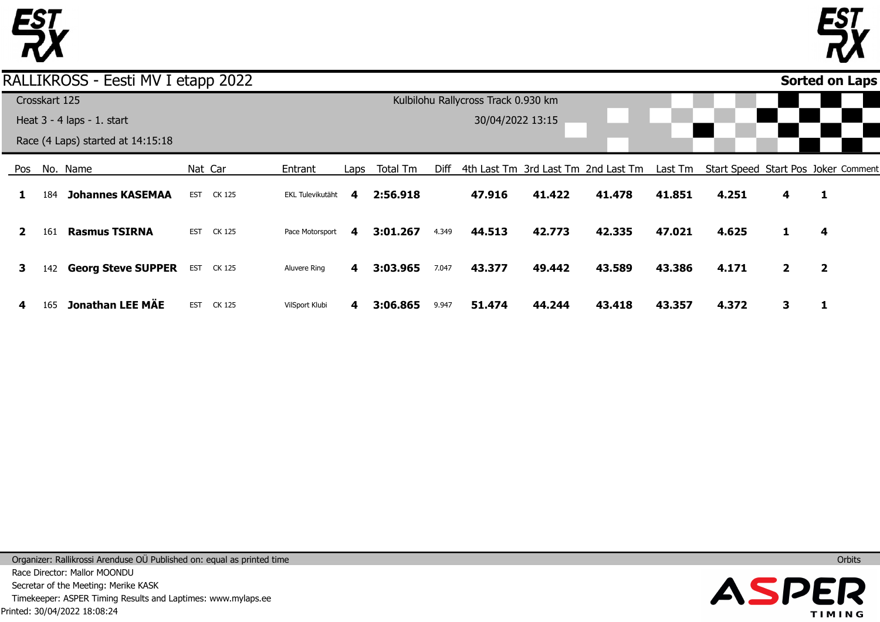# RALLIKROSS - Eesti MV I etapp 2022

**Sorted on Laps**

Crosskart 125

Heat 3 - 4 laps - 1. start

Race (4 Laps) started at 14:15:18

Kulbilohu Rallycross Track 0.930 km

30/04/2022 13:15

| Pos | No. | Name | Nat | Car | Entrant | Laps | Total Tm | Diff | 4th Last Tm | 3rd Last Tm | 2nd Last Tm | Last Tm | Start Speed | Start Pos | Joker | Comment |
|---|---|---|---|---|---|---|---|---|---|---|---|---|---|---|---|---|
| **1** | 184 | **Johannes KASEMAA** | EST | CK 125 | EKL Tulevikutäht | **4** | **2:56.918** | | **47.916** | **41.422** | **41.478** | **41.851** | **4.251** | **4** | **1** | |
| **2** | 161 | **Rasmus TSIRNA** | EST | CK 125 | Pace Motorsport | **4** | **3:01.267** | 4.349 | **44.513** | **42.773** | **42.335** | **47.021** | **4.625** | **1** | **4** | |
| **3** | 142 | **Georg Steve SUPPER** | EST | CK 125 | Aluvere Ring | **4** | **3:03.965** | 7.047 | **43.377** | **49.442** | **43.589** | **43.386** | **4.171** | **2** | **2** | |
| **4** | 165 | **Jonathan LEE MÄE** | EST | CK 125 | VilSport Klubi | **4** | **3:06.865** | 9.947 | **51.474** | **44.244** | **43.418** | **43.357** | **4.372** | **3** | **1** | |

Organizer: Rallikrossi Arenduse OÜ Published on: equal as printed time

Race Director: Mallor MOONDU

Secretar of the Meeting: Merike KASK

Timekeeper: ASPER Timing Results and Laptimes: www.mylaps.ee

Printed: 30/04/2022 18:08:24

Orbits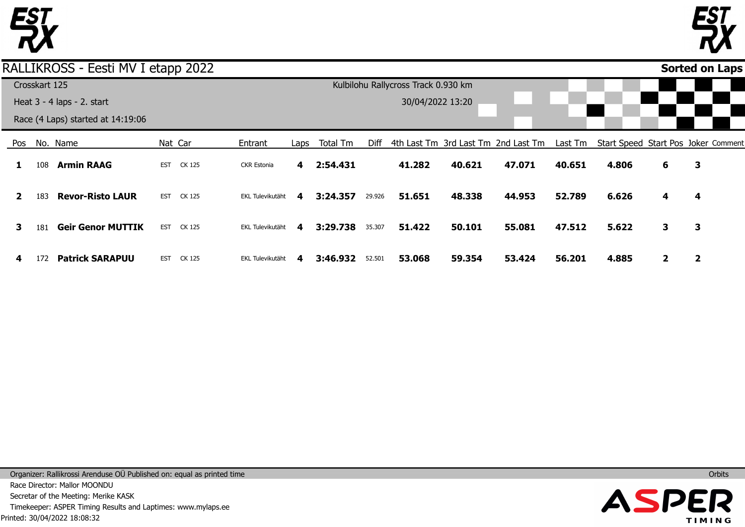# RALLIKROSS - Eesti MV I etapp 2022

**Sorted on Laps**

Crosskart 125

Heat 3 - 4 laps - 2. start

Race (4 Laps) started at 14:19:06

Kulbilohu Rallycross Track 0.930 km

30/04/2022 13:20

| Pos | No. | Name | Nat | Car | Entrant | Laps | Total Tm | Diff | 4th Last Tm | 3rd Last Tm | 2nd Last Tm | Last Tm | Start Speed | Start Pos | Joker | Comment |
|---|---|---|---|---|---|---|---|---|---|---|---|---|---|---|---|---|
| **1** | 108 | **Armin RAAG** | EST | CK 125 | CKR Estonia | **4** | **2:54.431** | | **41.282** | **40.621** | **47.071** | **40.651** | **4.806** | **6** | **3** | |
| **2** | 183 | **Revor-Risto LAUR** | EST | CK 125 | EKL Tulevikutäht | **4** | **3:24.357** | 29.926 | **51.651** | **48.338** | **44.953** | **52.789** | **6.626** | **4** | **4** | |
| **3** | 181 | **Geir Genor MUTTIK** | EST | CK 125 | EKL Tulevikutäht | **4** | **3:29.738** | 35.307 | **51.422** | **50.101** | **55.081** | **47.512** | **5.622** | **3** | **3** | |
| **4** | 172 | **Patrick SARAPUU** | EST | CK 125 | EKL Tulevikutäht | **4** | **3:46.932** | 52.501 | **53.068** | **59.354** | **53.424** | **56.201** | **4.885** | **2** | **2** | |

Organizer: Rallikrossi Arenduse OÜ Published on: equal as printed time

Orbits

Race Director: Mallor MOONDU

Secretar of the Meeting: Merike KASK

Timekeeper: ASPER Timing Results and Laptimes: www.mylaps.ee

Printed: 30/04/2022 18:08:32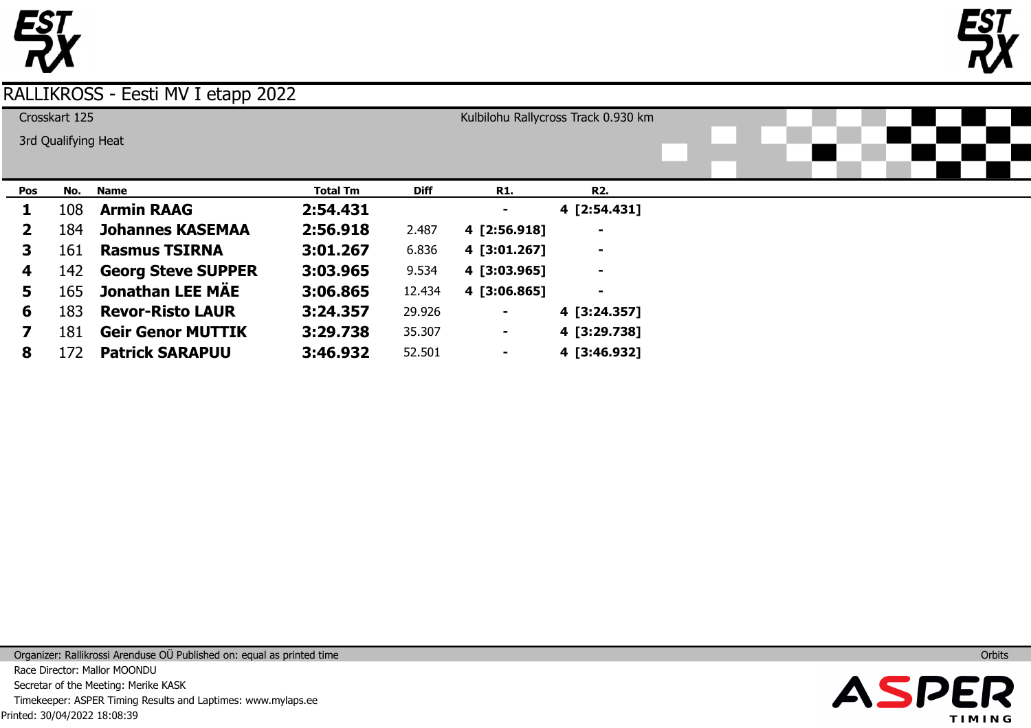# RALLIKROSS - Eesti MV I etapp 2022

Crosskart 125

3rd Qualifying Heat

Kulbilohu Rallycross Track 0.930 km

| Pos | No. | Name | Total Tm | Diff | R1. | R2. |
|---|---|---|---|---|---|---|
| 1 | 108 | **Armin RAAG** | **2:54.431** | | - | 4 [2:54.431] |
| 2 | 184 | **Johannes KASEMAA** | **2:56.918** | 2.487 | 4 [2:56.918] | - |
| 3 | 161 | **Rasmus TSIRNA** | **3:01.267** | 6.836 | 4 [3:01.267] | - |
| 4 | 142 | **Georg Steve SUPPER** | **3:03.965** | 9.534 | 4 [3:03.965] | - |
| 5 | 165 | **Jonathan LEE MÄE** | **3:06.865** | 12.434 | 4 [3:06.865] | - |
| 6 | 183 | **Revor-Risto LAUR** | **3:24.357** | 29.926 | - | 4 [3:24.357] |
| 7 | 181 | **Geir Genor MUTTIK** | **3:29.738** | 35.307 | - | 4 [3:29.738] |
| 8 | 172 | **Patrick SARAPUU** | **3:46.932** | 52.501 | - | 4 [3:46.932] |

Organizer: Rallikrossi Arenduse OÜ Published on: equal as printed time

Race Director: Mallor MOONDU

Secretar of the Meeting: Merike KASK

Timekeeper: ASPER Timing Results and Laptimes: www.mylaps.ee

Printed: 30/04/2022 18:08:39

Orbits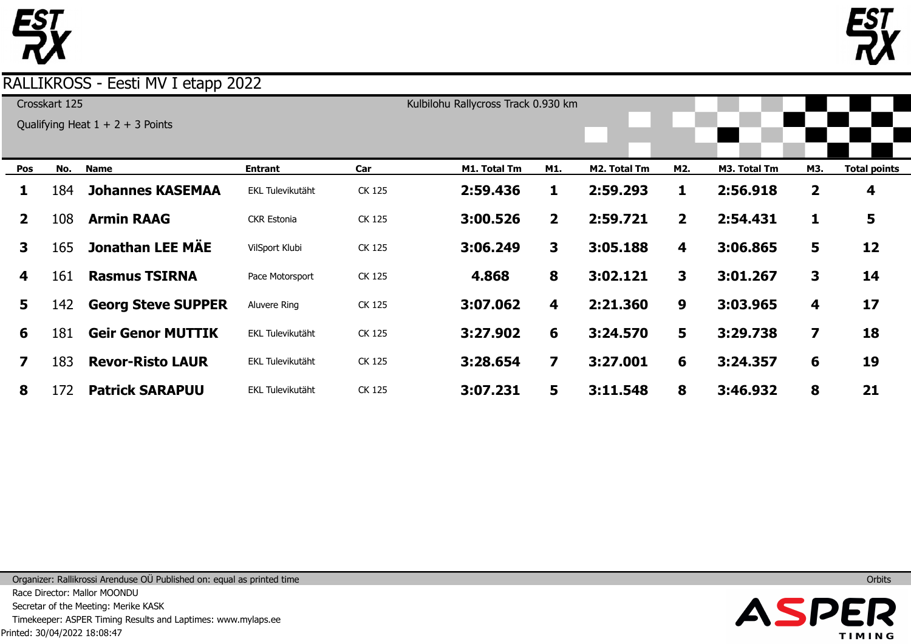# RALLIKROSS - Eesti MV I etapp 2022

Crosskart 125

Qualifying Heat 1 + 2 + 3 Points

Kulbilohu Rallycross Track 0.930 km

| Pos | No. | Name | Entrant | Car | M1. Total Tm | M1. | M2. Total Tm | M2. | M3. Total Tm | M3. | Total points |
|---|---|---|---|---|---|---|---|---|---|---|---|
| 1 | 184 | **Johannes KASEMAA** | EKL Tulevikutäht | CK 125 | **2:59.436** | **1** | **2:59.293** | **1** | **2:56.918** | **2** | **4** |
| 2 | 108 | **Armin RAAG** | CKR Estonia | CK 125 | **3:00.526** | **2** | **2:59.721** | **2** | **2:54.431** | **1** | **5** |
| 3 | 165 | **Jonathan LEE MÄE** | VilSport Klubi | CK 125 | **3:06.249** | **3** | **3:05.188** | **4** | **3:06.865** | **5** | **12** |
| 4 | 161 | **Rasmus TSIRNA** | Pace Motorsport | CK 125 | **4.868** | **8** | **3:02.121** | **3** | **3:01.267** | **3** | **14** |
| 5 | 142 | **Georg Steve SUPPER** | Aluvere Ring | CK 125 | **3:07.062** | **4** | **2:21.360** | **9** | **3:03.965** | **4** | **17** |
| 6 | 181 | **Geir Genor MUTTIK** | EKL Tulevikutäht | CK 125 | **3:27.902** | **6** | **3:24.570** | **5** | **3:29.738** | **7** | **18** |
| 7 | 183 | **Revor-Risto LAUR** | EKL Tulevikutäht | CK 125 | **3:28.654** | **7** | **3:27.001** | **6** | **3:24.357** | **6** | **19** |
| 8 | 172 | **Patrick SARAPUU** | EKL Tulevikutäht | CK 125 | **3:07.231** | **5** | **3:11.548** | **8** | **3:46.932** | **8** | **21** |

Organizer: Rallikrossi Arenduse OÜ Published on: equal as printed time

Orbits

Race Director: Mallor MOONDU

Secretar of the Meeting: Merike KASK

Timekeeper: ASPER Timing Results and Laptimes: www.mylaps.ee

Printed: 30/04/2022 18:08:47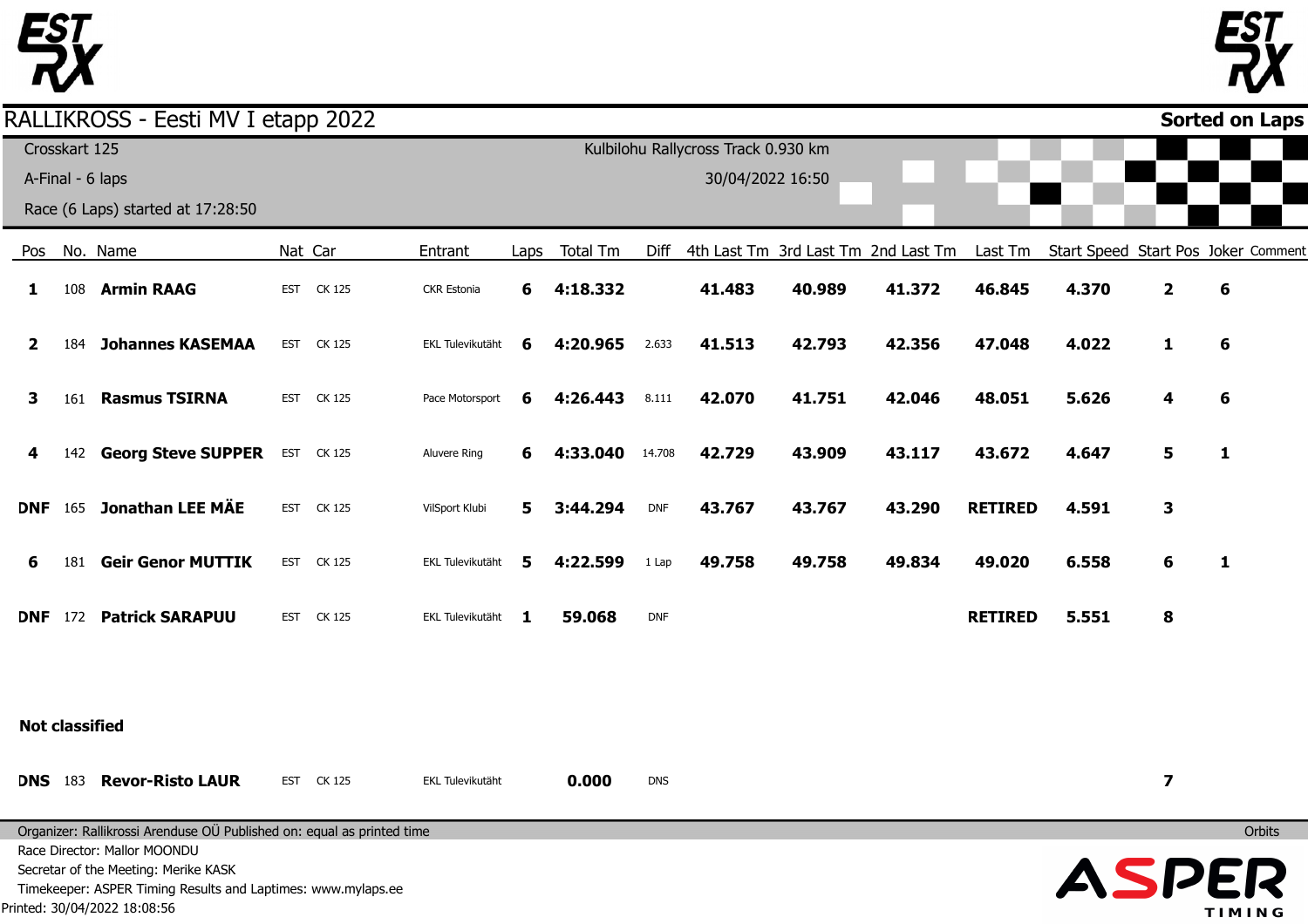# RALLIKROSS - Eesti MV I etapp 2022

**Sorted on Laps**

Crosskart 125

A-Final - 6 laps

Race (6 Laps) started at 17:28:50

Kulbilohu Rallycross Track 0.930 km

30/04/2022 16:50

| Pos | No. | Name | Nat | Car | Entrant | Laps | Total Tm | Diff | 4th Last Tm | 3rd Last Tm | 2nd Last Tm | Last Tm | Start Speed | Start Pos | Joker | Comment |
|---|---|---|---|---|---|---|---|---|---|---|---|---|---|---|---|---|
| **1** | 108 | **Armin RAAG** | EST | CK 125 | CKR Estonia | **6** | **4:18.332** | | **41.483** | **40.989** | **41.372** | **46.845** | **4.370** | **2** | **6** | |
| **2** | 184 | **Johannes KASEMAA** | EST | CK 125 | EKL Tulevikutäht | **6** | **4:20.965** | 2.633 | **41.513** | **42.793** | **42.356** | **47.048** | **4.022** | **1** | **6** | |
| **3** | 161 | **Rasmus TSIRNA** | EST | CK 125 | Pace Motorsport | **6** | **4:26.443** | 8.111 | **42.070** | **41.751** | **42.046** | **48.051** | **5.626** | **4** | **6** | |
| **4** | 142 | **Georg Steve SUPPER** | EST | CK 125 | Aluvere Ring | **6** | **4:33.040** | 14.708 | **42.729** | **43.909** | **43.117** | **43.672** | **4.647** | **5** | **1** | |
| **DNF** | 165 | **Jonathan LEE MÄE** | EST | CK 125 | VilSport Klubi | **5** | **3:44.294** | DNF | **43.767** | **43.767** | **43.290** | **RETIRED** | **4.591** | **3** | | |
| **6** | 181 | **Geir Genor MUTTIK** | EST | CK 125 | EKL Tulevikutäht | **5** | **4:22.599** | 1 Lap | **49.758** | **49.758** | **49.834** | **49.020** | **6.558** | **6** | **1** | |
| **DNF** | 172 | **Patrick SARAPUU** | EST | CK 125 | EKL Tulevikutäht | **1** | **59.068** | DNF | | | | **RETIRED** | **5.551** | **8** | | |

**Not classified**

| Pos | No. | Name | Nat | Car | Entrant | Laps | Total Tm | Diff | 4th Last Tm | 3rd Last Tm | 2nd Last Tm | Last Tm | Start Speed | Start Pos | Joker | Comment |
|---|---|---|---|---|---|---|---|---|---|---|---|---|---|---|---|---|
| **DNS** | 183 | **Revor-Risto LAUR** | EST | CK 125 | EKL Tulevikutäht | | **0.000** | DNS | | | | | | **7** | | |

Organizer: Rallikrossi Arenduse OÜ Published on: equal as printed time

Orbits

Race Director: Mallor MOONDU

Secretar of the Meeting: Merike KASK

Timekeeper: ASPER Timing Results and Laptimes: www.mylaps.ee

Printed: 30/04/2022 18:08:56